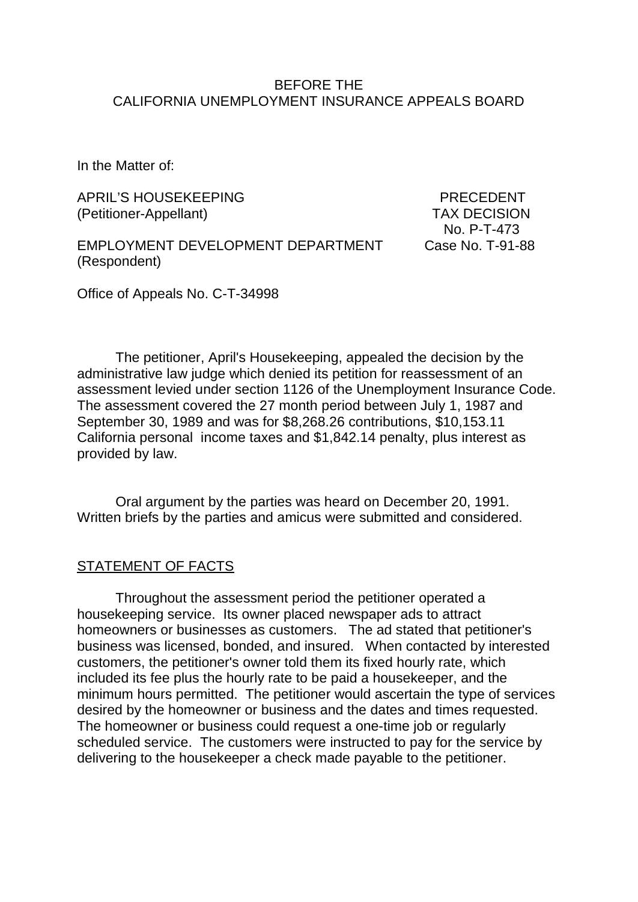BEFORE THE
CALIFORNIA UNEMPLOYMENT INSURANCE APPEALS BOARD

In the Matter of:

| | |
|---|---|
| APRIL'S HOUSEKEEPING (Petitioner-Appellant) | PRECEDENT TAX DECISION No. P-T-473 |
| EMPLOYMENT DEVELOPMENT DEPARTMENT (Respondent) | Case No. T-91-88 |

Office of Appeals No. C-T-34998

The petitioner, April's Housekeeping, appealed the decision by the administrative law judge which denied its petition for reassessment of an assessment levied under section 1126 of the Unemployment Insurance Code. The assessment covered the 27 month period between July 1, 1987 and September 30, 1989 and was for $8,268.26 contributions, $10,153.11 California personal income taxes and $1,842.14 penalty, plus interest as provided by law.

Oral argument by the parties was heard on December 20, 1991. Written briefs by the parties and amicus were submitted and considered.

## STATEMENT OF FACTS

Throughout the assessment period the petitioner operated a housekeeping service. Its owner placed newspaper ads to attract homeowners or businesses as customers. The ad stated that petitioner's business was licensed, bonded, and insured. When contacted by interested customers, the petitioner's owner told them its fixed hourly rate, which included its fee plus the hourly rate to be paid a housekeeper, and the minimum hours permitted. The petitioner would ascertain the type of services desired by the homeowner or business and the dates and times requested. The homeowner or business could request a one-time job or regularly scheduled service. The customers were instructed to pay for the service by delivering to the housekeeper a check made payable to the petitioner.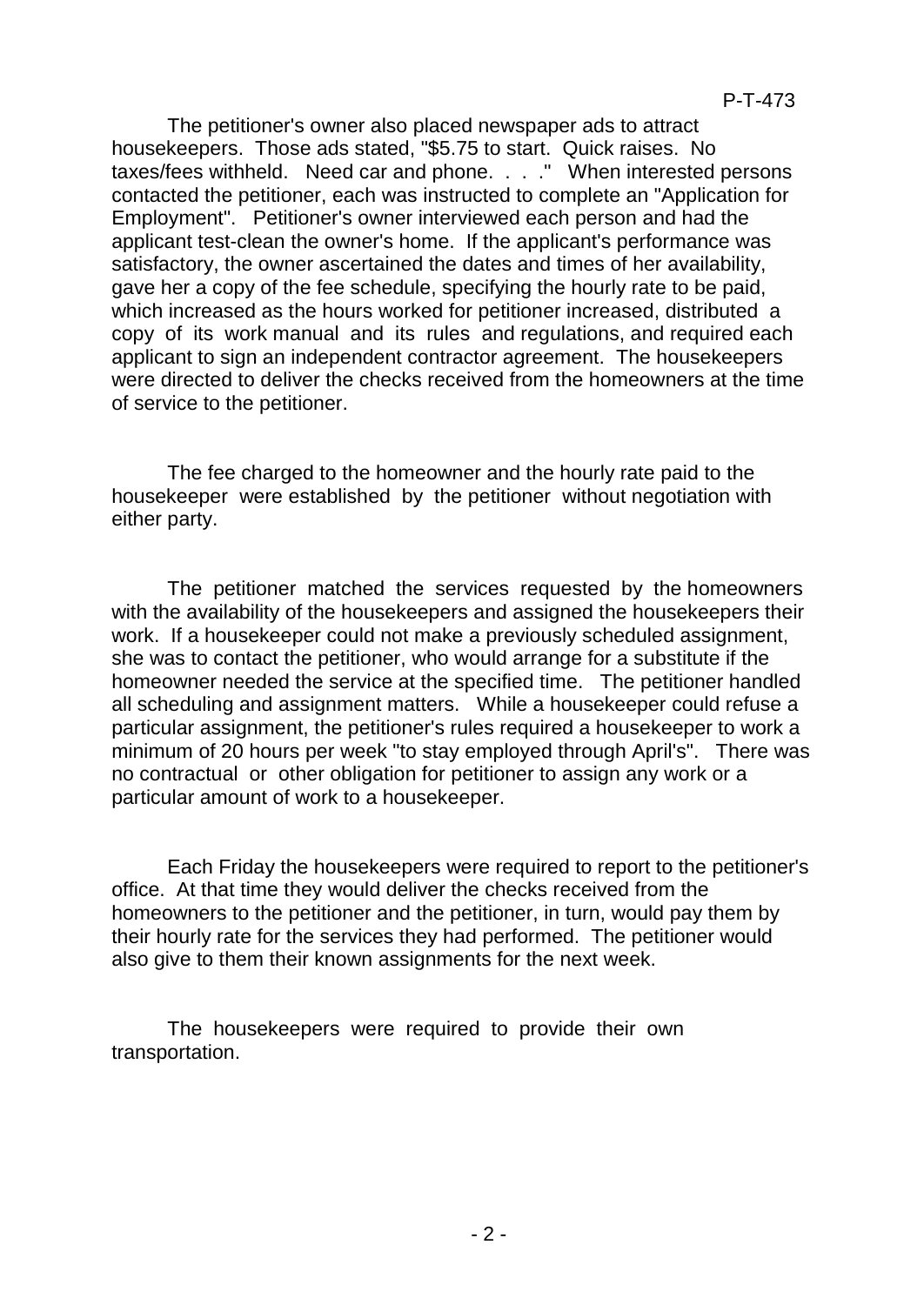The petitioner's owner also placed newspaper ads to attract housekeepers. Those ads stated, "$5.75 to start. Quick raises. No taxes/fees withheld. Need car and phone. . . ." When interested persons contacted the petitioner, each was instructed to complete an "Application for Employment". Petitioner's owner interviewed each person and had the applicant test-clean the owner's home. If the applicant's performance was satisfactory, the owner ascertained the dates and times of her availability, gave her a copy of the fee schedule, specifying the hourly rate to be paid, which increased as the hours worked for petitioner increased, distributed a copy of its work manual and its rules and regulations, and required each applicant to sign an independent contractor agreement. The housekeepers were directed to deliver the checks received from the homeowners at the time of service to the petitioner.

The fee charged to the homeowner and the hourly rate paid to the housekeeper were established by the petitioner without negotiation with either party.

The petitioner matched the services requested by the homeowners with the availability of the housekeepers and assigned the housekeepers their work. If a housekeeper could not make a previously scheduled assignment, she was to contact the petitioner, who would arrange for a substitute if the homeowner needed the service at the specified time. The petitioner handled all scheduling and assignment matters. While a housekeeper could refuse a particular assignment, the petitioner's rules required a housekeeper to work a minimum of 20 hours per week "to stay employed through April's". There was no contractual or other obligation for petitioner to assign any work or a particular amount of work to a housekeeper.

Each Friday the housekeepers were required to report to the petitioner's office. At that time they would deliver the checks received from the homeowners to the petitioner and the petitioner, in turn, would pay them by their hourly rate for the services they had performed. The petitioner would also give to them their known assignments for the next week.

The housekeepers were required to provide their own transportation.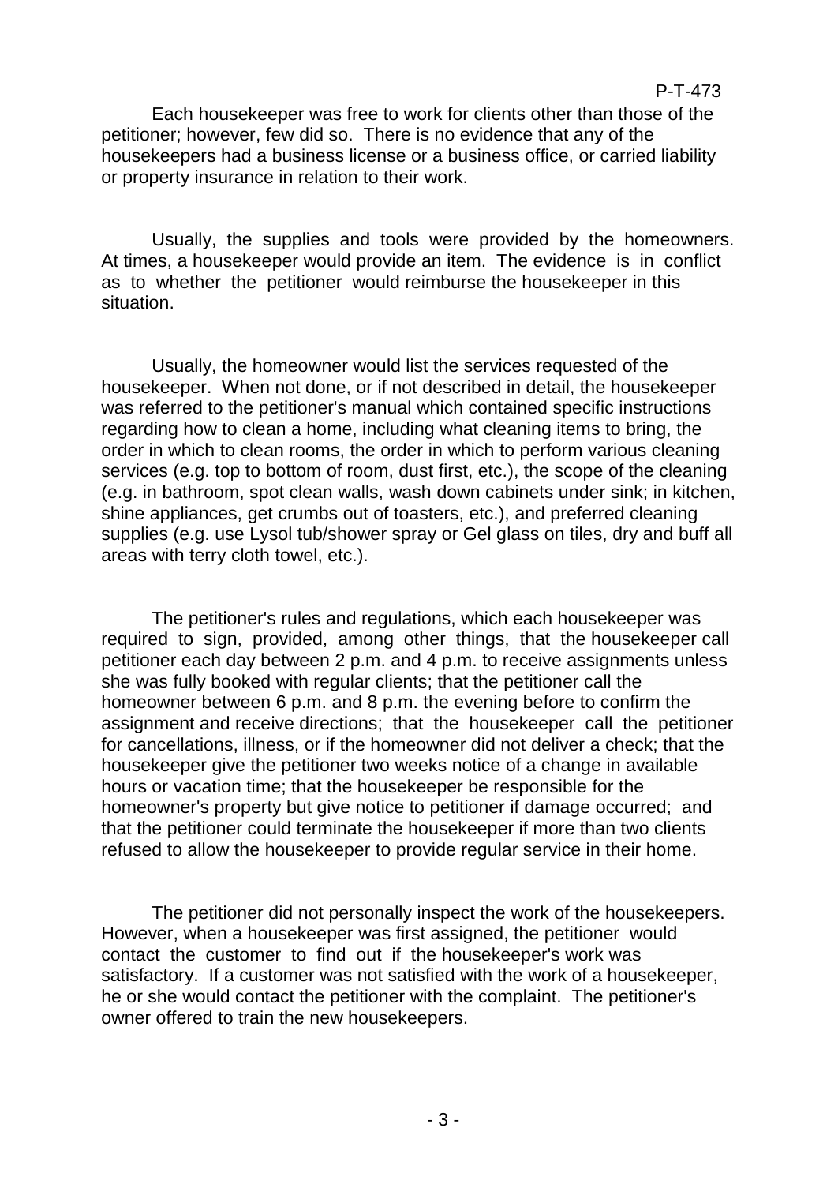Each housekeeper was free to work for clients other than those of the petitioner; however, few did so. There is no evidence that any of the housekeepers had a business license or a business office, or carried liability or property insurance in relation to their work.

Usually, the supplies and tools were provided by the homeowners. At times, a housekeeper would provide an item. The evidence is in conflict as to whether the petitioner would reimburse the housekeeper in this situation.

Usually, the homeowner would list the services requested of the housekeeper. When not done, or if not described in detail, the housekeeper was referred to the petitioner's manual which contained specific instructions regarding how to clean a home, including what cleaning items to bring, the order in which to clean rooms, the order in which to perform various cleaning services (e.g. top to bottom of room, dust first, etc.), the scope of the cleaning (e.g. in bathroom, spot clean walls, wash down cabinets under sink; in kitchen, shine appliances, get crumbs out of toasters, etc.), and preferred cleaning supplies (e.g. use Lysol tub/shower spray or Gel glass on tiles, dry and buff all areas with terry cloth towel, etc.).

The petitioner's rules and regulations, which each housekeeper was required to sign, provided, among other things, that the housekeeper call petitioner each day between 2 p.m. and 4 p.m. to receive assignments unless she was fully booked with regular clients; that the petitioner call the homeowner between 6 p.m. and 8 p.m. the evening before to confirm the assignment and receive directions; that the housekeeper call the petitioner for cancellations, illness, or if the homeowner did not deliver a check; that the housekeeper give the petitioner two weeks notice of a change in available hours or vacation time; that the housekeeper be responsible for the homeowner's property but give notice to petitioner if damage occurred; and that the petitioner could terminate the housekeeper if more than two clients refused to allow the housekeeper to provide regular service in their home.

The petitioner did not personally inspect the work of the housekeepers. However, when a housekeeper was first assigned, the petitioner would contact the customer to find out if the housekeeper's work was satisfactory. If a customer was not satisfied with the work of a housekeeper, he or she would contact the petitioner with the complaint. The petitioner's owner offered to train the new housekeepers.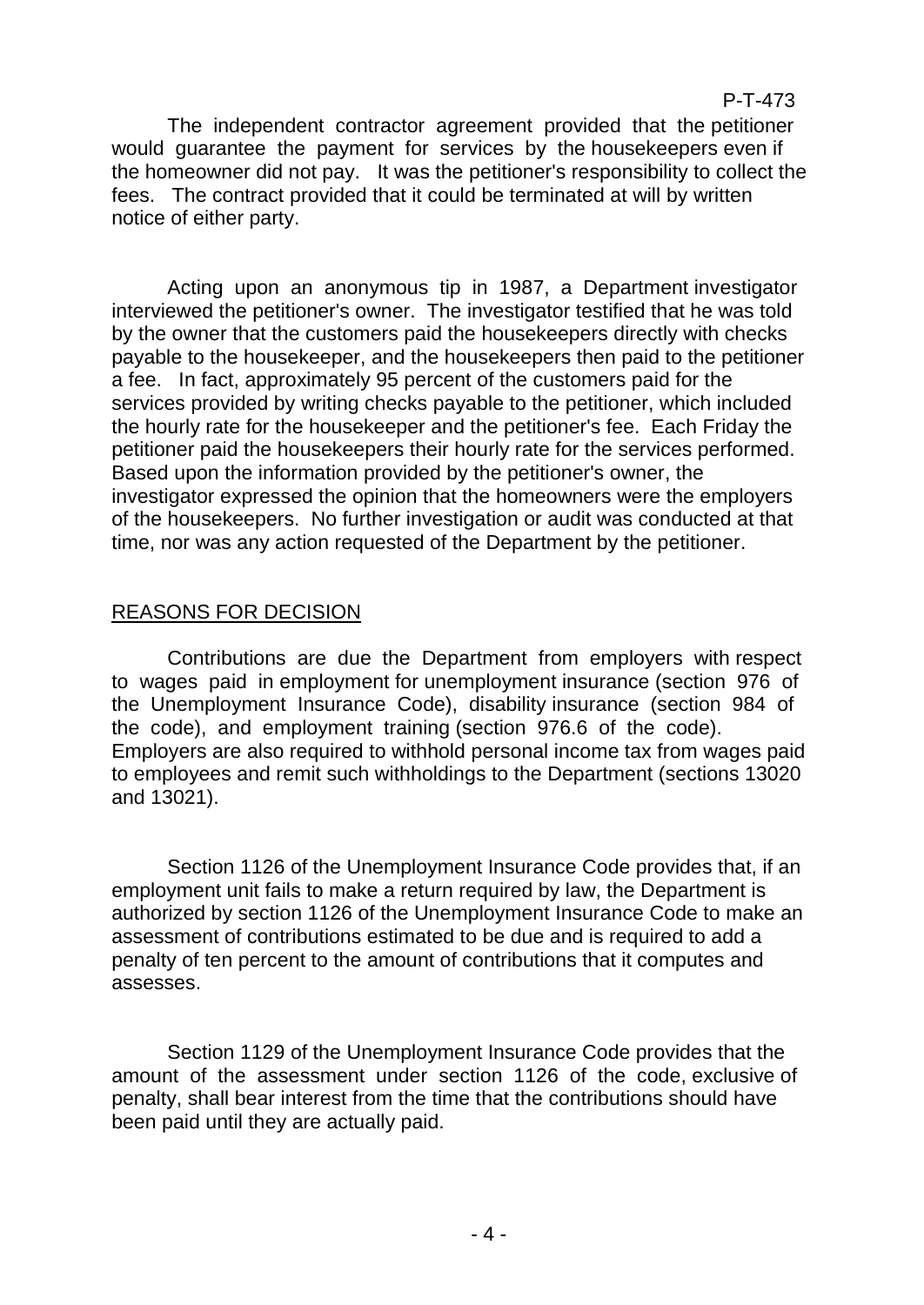The independent contractor agreement provided that the petitioner would guarantee the payment for services by the housekeepers even if the homeowner did not pay. It was the petitioner's responsibility to collect the fees. The contract provided that it could be terminated at will by written notice of either party.

Acting upon an anonymous tip in 1987, a Department investigator interviewed the petitioner's owner. The investigator testified that he was told by the owner that the customers paid the housekeepers directly with checks payable to the housekeeper, and the housekeepers then paid to the petitioner a fee. In fact, approximately 95 percent of the customers paid for the services provided by writing checks payable to the petitioner, which included the hourly rate for the housekeeper and the petitioner's fee. Each Friday the petitioner paid the housekeepers their hourly rate for the services performed. Based upon the information provided by the petitioner's owner, the investigator expressed the opinion that the homeowners were the employers of the housekeepers. No further investigation or audit was conducted at that time, nor was any action requested of the Department by the petitioner.

## REASONS FOR DECISION

Contributions are due the Department from employers with respect to wages paid in employment for unemployment insurance (section 976 of the Unemployment Insurance Code), disability insurance (section 984 of the code), and employment training (section 976.6 of the code). Employers are also required to withhold personal income tax from wages paid to employees and remit such withholdings to the Department (sections 13020 and 13021).

Section 1126 of the Unemployment Insurance Code provides that, if an employment unit fails to make a return required by law, the Department is authorized by section 1126 of the Unemployment Insurance Code to make an assessment of contributions estimated to be due and is required to add a penalty of ten percent to the amount of contributions that it computes and assesses.

Section 1129 of the Unemployment Insurance Code provides that the amount of the assessment under section 1126 of the code, exclusive of penalty, shall bear interest from the time that the contributions should have been paid until they are actually paid.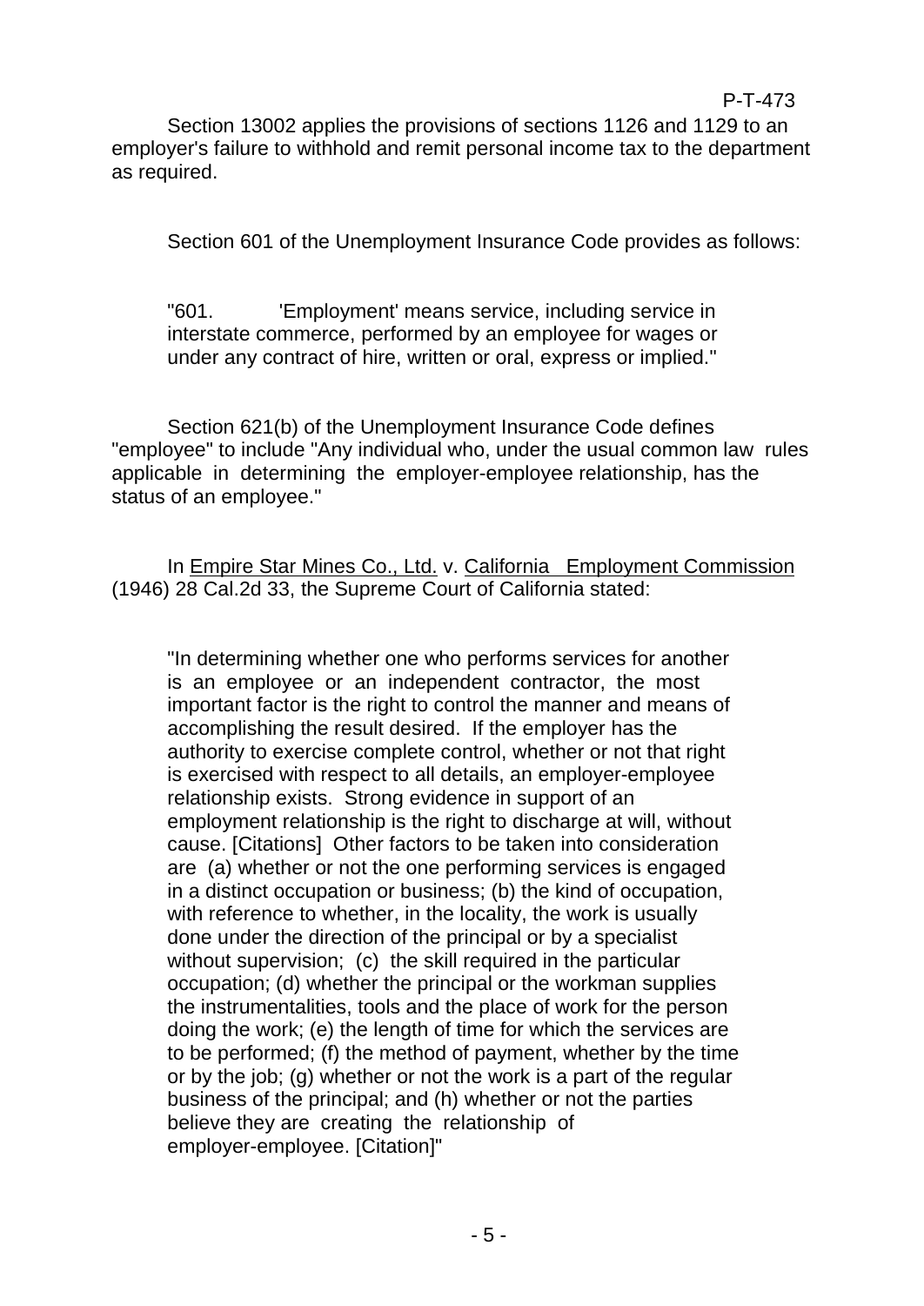Section 13002 applies the provisions of sections 1126 and 1129 to an employer's failure to withhold and remit personal income tax to the department as required.

Section 601 of the Unemployment Insurance Code provides as follows:

> "601. 'Employment' means service, including service in interstate commerce, performed by an employee for wages or under any contract of hire, written or oral, express or implied."

Section 621(b) of the Unemployment Insurance Code defines "employee" to include "Any individual who, under the usual common law rules applicable in determining the employer-employee relationship, has the status of an employee."

In Empire Star Mines Co., Ltd. v. California Employment Commission (1946) 28 Cal.2d 33, the Supreme Court of California stated:

> "In determining whether one who performs services for another is an employee or an independent contractor, the most important factor is the right to control the manner and means of accomplishing the result desired. If the employer has the authority to exercise complete control, whether or not that right is exercised with respect to all details, an employer-employee relationship exists. Strong evidence in support of an employment relationship is the right to discharge at will, without cause. [Citations] Other factors to be taken into consideration are (a) whether or not the one performing services is engaged in a distinct occupation or business; (b) the kind of occupation, with reference to whether, in the locality, the work is usually done under the direction of the principal or by a specialist without supervision; (c) the skill required in the particular occupation; (d) whether the principal or the workman supplies the instrumentalities, tools and the place of work for the person doing the work; (e) the length of time for which the services are to be performed; (f) the method of payment, whether by the time or by the job; (g) whether or not the work is a part of the regular business of the principal; and (h) whether or not the parties believe they are creating the relationship of employer-employee. [Citation]"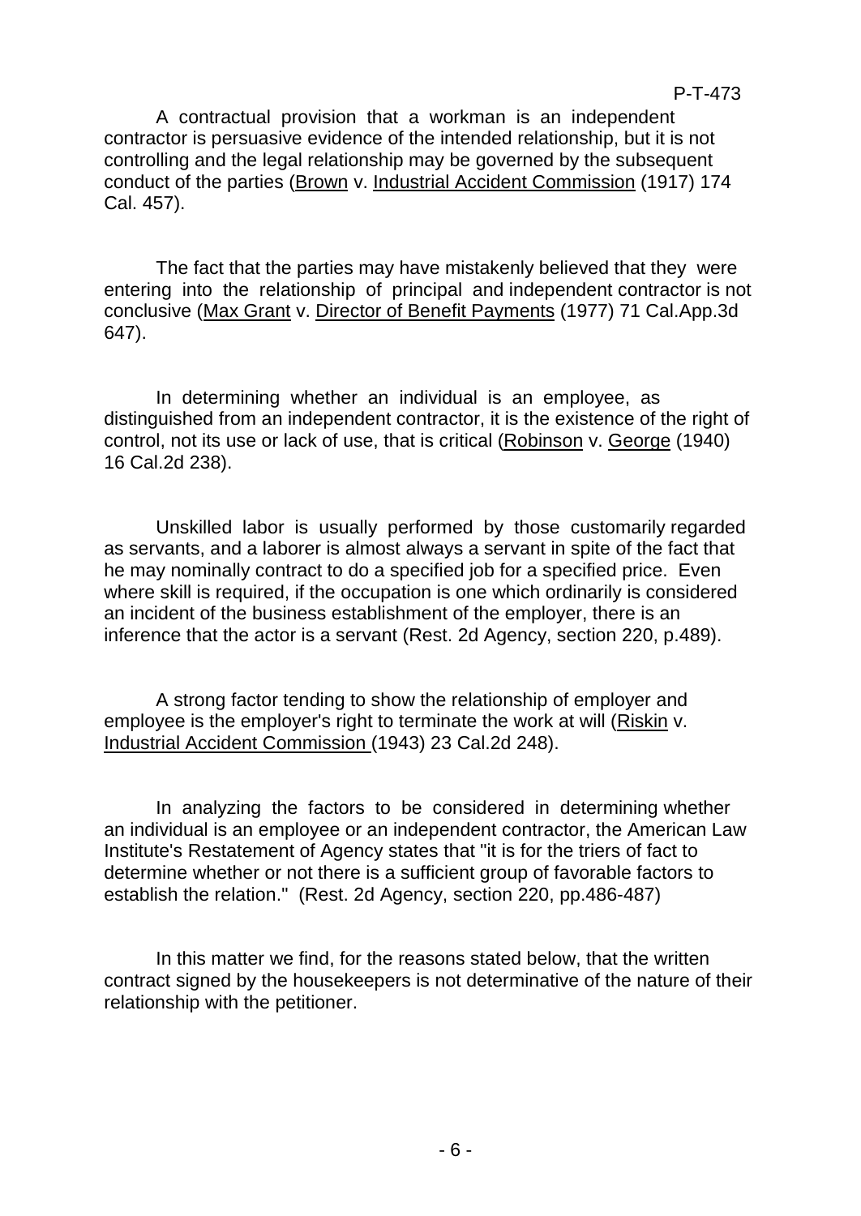A contractual provision that a workman is an independent contractor is persuasive evidence of the intended relationship, but it is not controlling and the legal relationship may be governed by the subsequent conduct of the parties (Brown v. Industrial Accident Commission (1917) 174 Cal. 457).

The fact that the parties may have mistakenly believed that they were entering into the relationship of principal and independent contractor is not conclusive (Max Grant v. Director of Benefit Payments (1977) 71 Cal.App.3d 647).

In determining whether an individual is an employee, as distinguished from an independent contractor, it is the existence of the right of control, not its use or lack of use, that is critical (Robinson v. George (1940) 16 Cal.2d 238).

Unskilled labor is usually performed by those customarily regarded as servants, and a laborer is almost always a servant in spite of the fact that he may nominally contract to do a specified job for a specified price. Even where skill is required, if the occupation is one which ordinarily is considered an incident of the business establishment of the employer, there is an inference that the actor is a servant (Rest. 2d Agency, section 220, p.489).

A strong factor tending to show the relationship of employer and employee is the employer's right to terminate the work at will (Riskin v. Industrial Accident Commission (1943) 23 Cal.2d 248).

In analyzing the factors to be considered in determining whether an individual is an employee or an independent contractor, the American Law Institute's Restatement of Agency states that "it is for the triers of fact to determine whether or not there is a sufficient group of favorable factors to establish the relation." (Rest. 2d Agency, section 220, pp.486-487)

In this matter we find, for the reasons stated below, that the written contract signed by the housekeepers is not determinative of the nature of their relationship with the petitioner.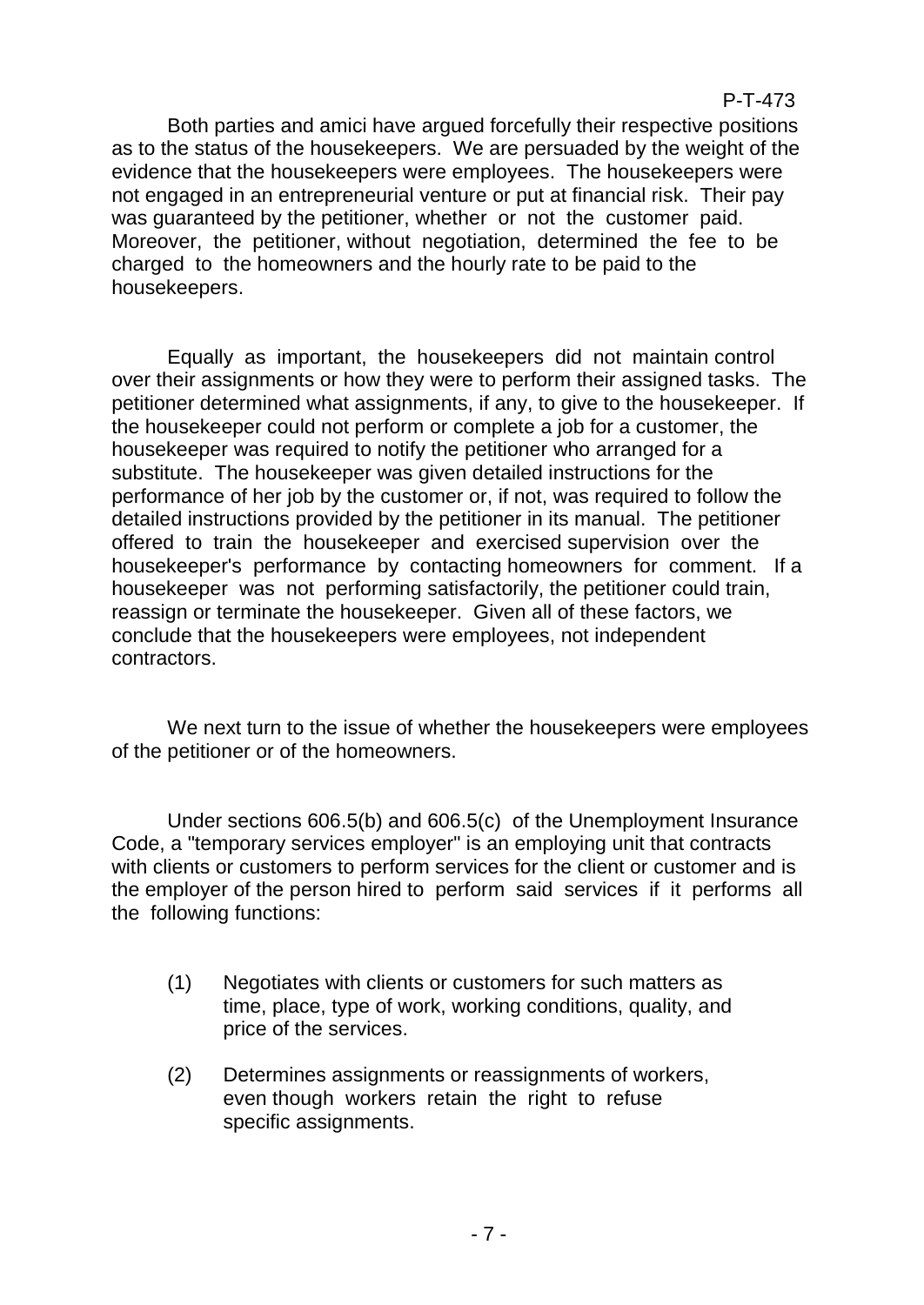Both parties and amici have argued forcefully their respective positions as to the status of the housekeepers. We are persuaded by the weight of the evidence that the housekeepers were employees. The housekeepers were not engaged in an entrepreneurial venture or put at financial risk. Their pay was guaranteed by the petitioner, whether or not the customer paid. Moreover, the petitioner, without negotiation, determined the fee to be charged to the homeowners and the hourly rate to be paid to the housekeepers.

Equally as important, the housekeepers did not maintain control over their assignments or how they were to perform their assigned tasks. The petitioner determined what assignments, if any, to give to the housekeeper. If the housekeeper could not perform or complete a job for a customer, the housekeeper was required to notify the petitioner who arranged for a substitute. The housekeeper was given detailed instructions for the performance of her job by the customer or, if not, was required to follow the detailed instructions provided by the petitioner in its manual. The petitioner offered to train the housekeeper and exercised supervision over the housekeeper's performance by contacting homeowners for comment. If a housekeeper was not performing satisfactorily, the petitioner could train, reassign or terminate the housekeeper. Given all of these factors, we conclude that the housekeepers were employees, not independent contractors.

We next turn to the issue of whether the housekeepers were employees of the petitioner or of the homeowners.

Under sections 606.5(b) and 606.5(c) of the Unemployment Insurance Code, a "temporary services employer" is an employing unit that contracts with clients or customers to perform services for the client or customer and is the employer of the person hired to perform said services if it performs all the following functions:

(1) Negotiates with clients or customers for such matters as time, place, type of work, working conditions, quality, and price of the services.

(2) Determines assignments or reassignments of workers, even though workers retain the right to refuse specific assignments.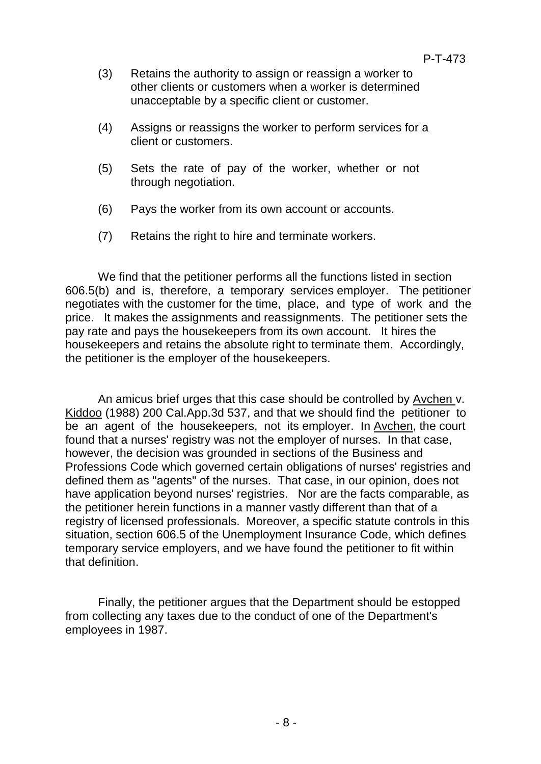(3) Retains the authority to assign or reassign a worker to other clients or customers when a worker is determined unacceptable by a specific client or customer.

(4) Assigns or reassigns the worker to perform services for a client or customers.

(5) Sets the rate of pay of the worker, whether or not through negotiation.

(6) Pays the worker from its own account or accounts.

(7) Retains the right to hire and terminate workers.

We find that the petitioner performs all the functions listed in section 606.5(b) and is, therefore, a temporary services employer. The petitioner negotiates with the customer for the time, place, and type of work and the price. It makes the assignments and reassignments. The petitioner sets the pay rate and pays the housekeepers from its own account. It hires the housekeepers and retains the absolute right to terminate them. Accordingly, the petitioner is the employer of the housekeepers.

An amicus brief urges that this case should be controlled by Avchen v. Kiddoo (1988) 200 Cal.App.3d 537, and that we should find the petitioner to be an agent of the housekeepers, not its employer. In Avchen, the court found that a nurses' registry was not the employer of nurses. In that case, however, the decision was grounded in sections of the Business and Professions Code which governed certain obligations of nurses' registries and defined them as "agents" of the nurses. That case, in our opinion, does not have application beyond nurses' registries. Nor are the facts comparable, as the petitioner herein functions in a manner vastly different than that of a registry of licensed professionals. Moreover, a specific statute controls in this situation, section 606.5 of the Unemployment Insurance Code, which defines temporary service employers, and we have found the petitioner to fit within that definition.

Finally, the petitioner argues that the Department should be estopped from collecting any taxes due to the conduct of one of the Department's employees in 1987.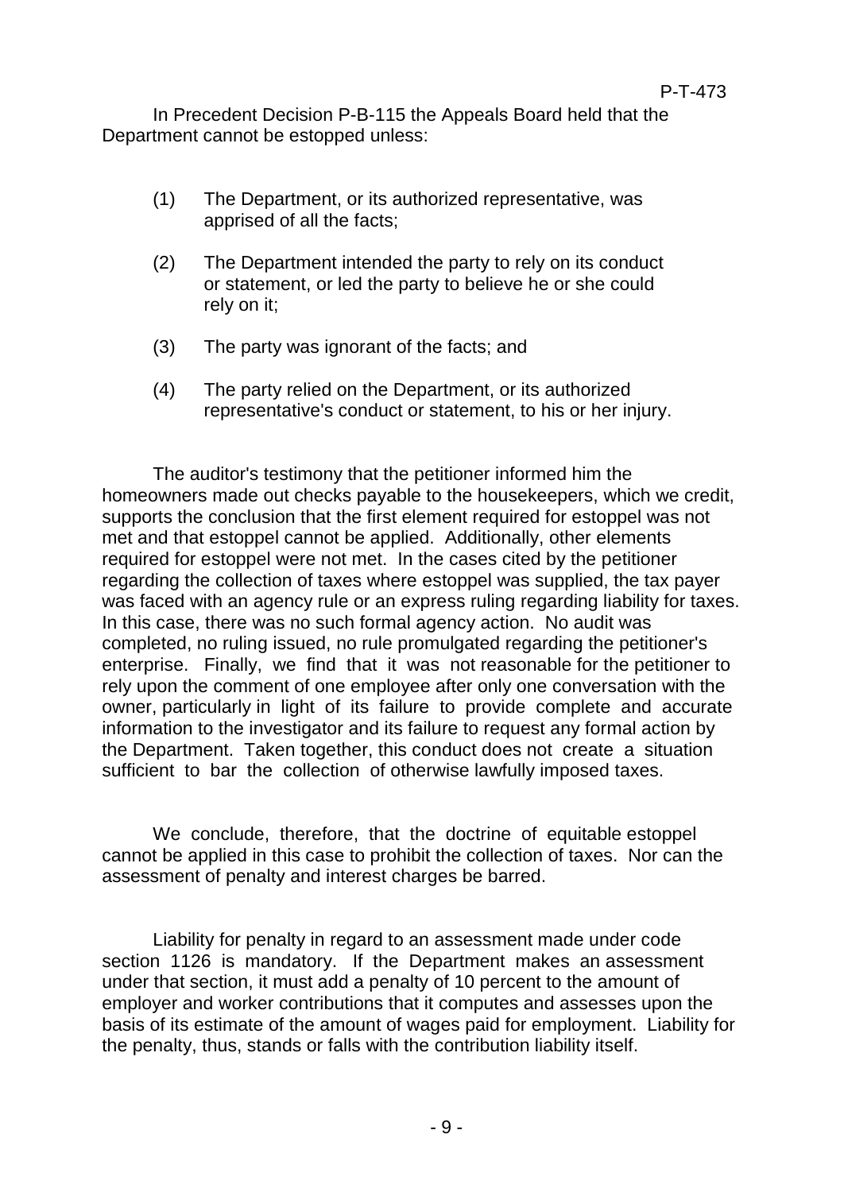In Precedent Decision P-B-115 the Appeals Board held that the Department cannot be estopped unless:

(1) The Department, or its authorized representative, was apprised of all the facts;

(2) The Department intended the party to rely on its conduct or statement, or led the party to believe he or she could rely on it;

(3) The party was ignorant of the facts; and

(4) The party relied on the Department, or its authorized representative's conduct or statement, to his or her injury.

The auditor's testimony that the petitioner informed him the homeowners made out checks payable to the housekeepers, which we credit, supports the conclusion that the first element required for estoppel was not met and that estoppel cannot be applied. Additionally, other elements required for estoppel were not met. In the cases cited by the petitioner regarding the collection of taxes where estoppel was supplied, the tax payer was faced with an agency rule or an express ruling regarding liability for taxes. In this case, there was no such formal agency action. No audit was completed, no ruling issued, no rule promulgated regarding the petitioner's enterprise. Finally, we find that it was not reasonable for the petitioner to rely upon the comment of one employee after only one conversation with the owner, particularly in light of its failure to provide complete and accurate information to the investigator and its failure to request any formal action by the Department. Taken together, this conduct does not create a situation sufficient to bar the collection of otherwise lawfully imposed taxes.

We conclude, therefore, that the doctrine of equitable estoppel cannot be applied in this case to prohibit the collection of taxes. Nor can the assessment of penalty and interest charges be barred.

Liability for penalty in regard to an assessment made under code section 1126 is mandatory. If the Department makes an assessment under that section, it must add a penalty of 10 percent to the amount of employer and worker contributions that it computes and assesses upon the basis of its estimate of the amount of wages paid for employment. Liability for the penalty, thus, stands or falls with the contribution liability itself.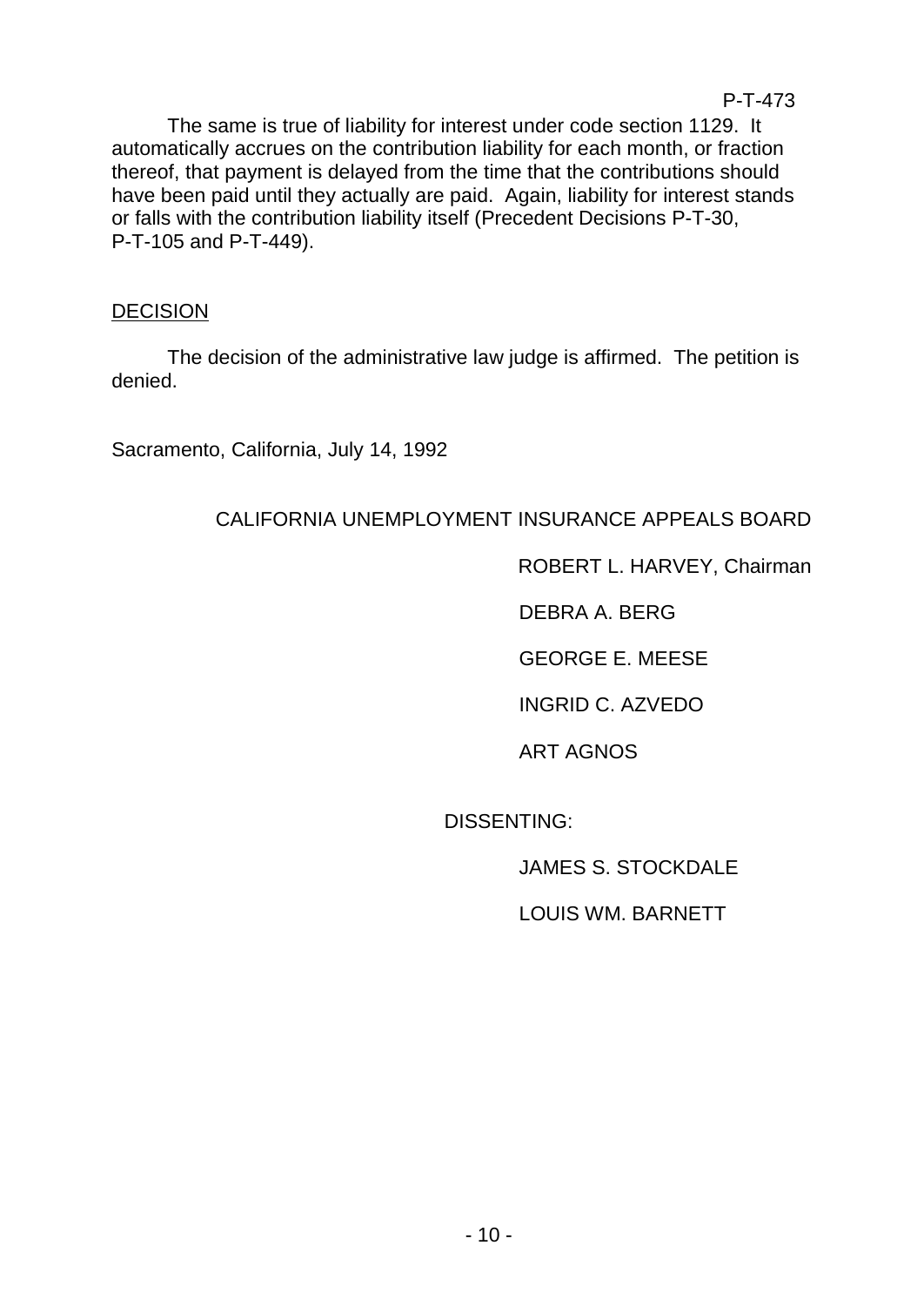The same is true of liability for interest under code section 1129. It automatically accrues on the contribution liability for each month, or fraction thereof, that payment is delayed from the time that the contributions should have been paid until they actually are paid. Again, liability for interest stands or falls with the contribution liability itself (Precedent Decisions P-T-30, P-T-105 and P-T-449).

## DECISION

The decision of the administrative law judge is affirmed. The petition is denied.

Sacramento, California, July 14, 1992

CALIFORNIA UNEMPLOYMENT INSURANCE APPEALS BOARD

ROBERT L. HARVEY, Chairman

DEBRA A. BERG

GEORGE E. MEESE

INGRID C. AZVEDO

ART AGNOS

DISSENTING:

JAMES S. STOCKDALE

LOUIS WM. BARNETT